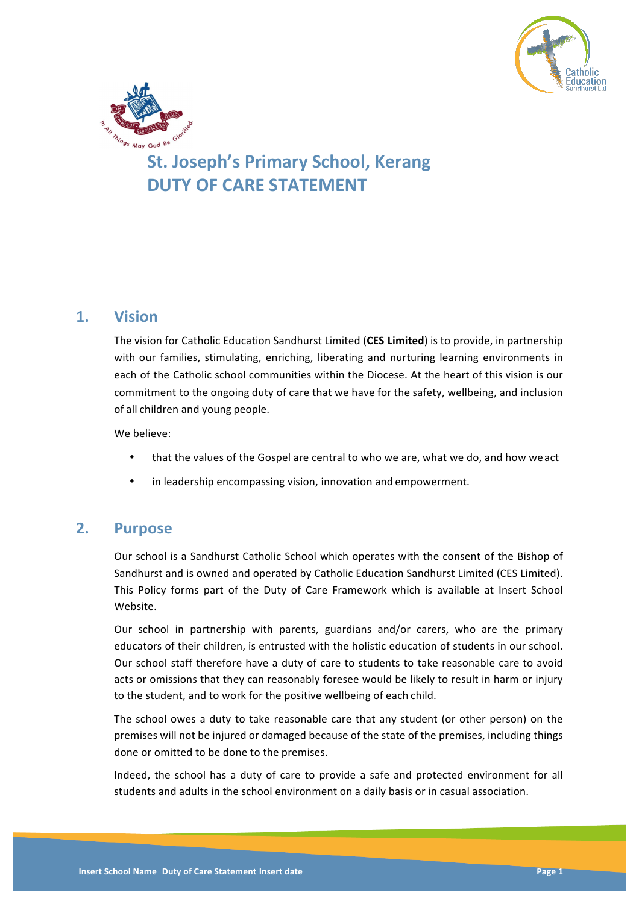# St. Joseph's Primary School, Kerang
# DUTY OF CARE STATEMENT

## 1. Vision

The vision for Catholic Education Sandhurst Limited (**CES Limited**) is to provide, in partnership with our families, stimulating, enriching, liberating and nurturing learning environments in each of the Catholic school communities within the Diocese. At the heart of this vision is our commitment to the ongoing duty of care that we have for the safety, wellbeing, and inclusion of all children and young people.

We believe:

- that the values of the Gospel are central to who we are, what we do, and how we act
- in leadership encompassing vision, innovation and empowerment.

## 2. Purpose

Our school is a Sandhurst Catholic School which operates with the consent of the Bishop of Sandhurst and is owned and operated by Catholic Education Sandhurst Limited (CES Limited). This Policy forms part of the Duty of Care Framework which is available at Insert School Website.

Our school in partnership with parents, guardians and/or carers, who are the primary educators of their children, is entrusted with the holistic education of students in our school. Our school staff therefore have a duty of care to students to take reasonable care to avoid acts or omissions that they can reasonably foresee would be likely to result in harm or injury to the student, and to work for the positive wellbeing of each child.

The school owes a duty to take reasonable care that any student (or other person) on the premises will not be injured or damaged because of the state of the premises, including things done or omitted to be done to the premises.

Indeed, the school has a duty of care to provide a safe and protected environment for all students and adults in the school environment on a daily basis or in casual association.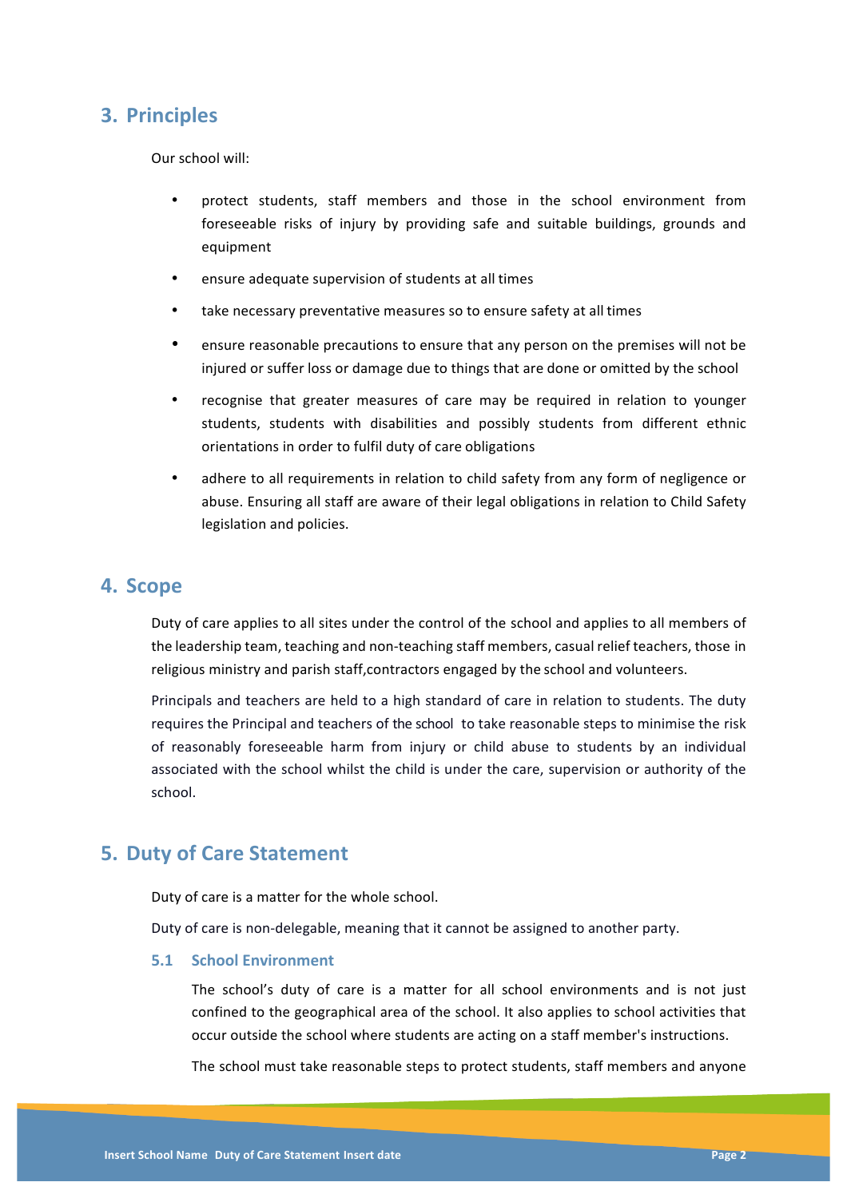## 3. Principles

Our school will:

- protect students, staff members and those in the school environment from foreseeable risks of injury by providing safe and suitable buildings, grounds and equipment
- ensure adequate supervision of students at all times
- take necessary preventative measures so to ensure safety at all times
- ensure reasonable precautions to ensure that any person on the premises will not be injured or suffer loss or damage due to things that are done or omitted by the school
- recognise that greater measures of care may be required in relation to younger students, students with disabilities and possibly students from different ethnic orientations in order to fulfil duty of care obligations
- adhere to all requirements in relation to child safety from any form of negligence or abuse. Ensuring all staff are aware of their legal obligations in relation to Child Safety legislation and policies.

## 4. Scope

Duty of care applies to all sites under the control of the school and applies to all members of the leadership team, teaching and non-teaching staff members, casual relief teachers, those in religious ministry and parish staff,contractors engaged by the school and volunteers.

Principals and teachers are held to a high standard of care in relation to students. The duty requires the Principal and teachers of the school to take reasonable steps to minimise the risk of reasonably foreseeable harm from injury or child abuse to students by an individual associated with the school whilst the child is under the care, supervision or authority of the school.

## 5. Duty of Care Statement

Duty of care is a matter for the whole school.

Duty of care is non-delegable, meaning that it cannot be assigned to another party.

### 5.1 School Environment

The school's duty of care is a matter for all school environments and is not just confined to the geographical area of the school. It also applies to school activities that occur outside the school where students are acting on a staff member's instructions.

The school must take reasonable steps to protect students, staff members and anyone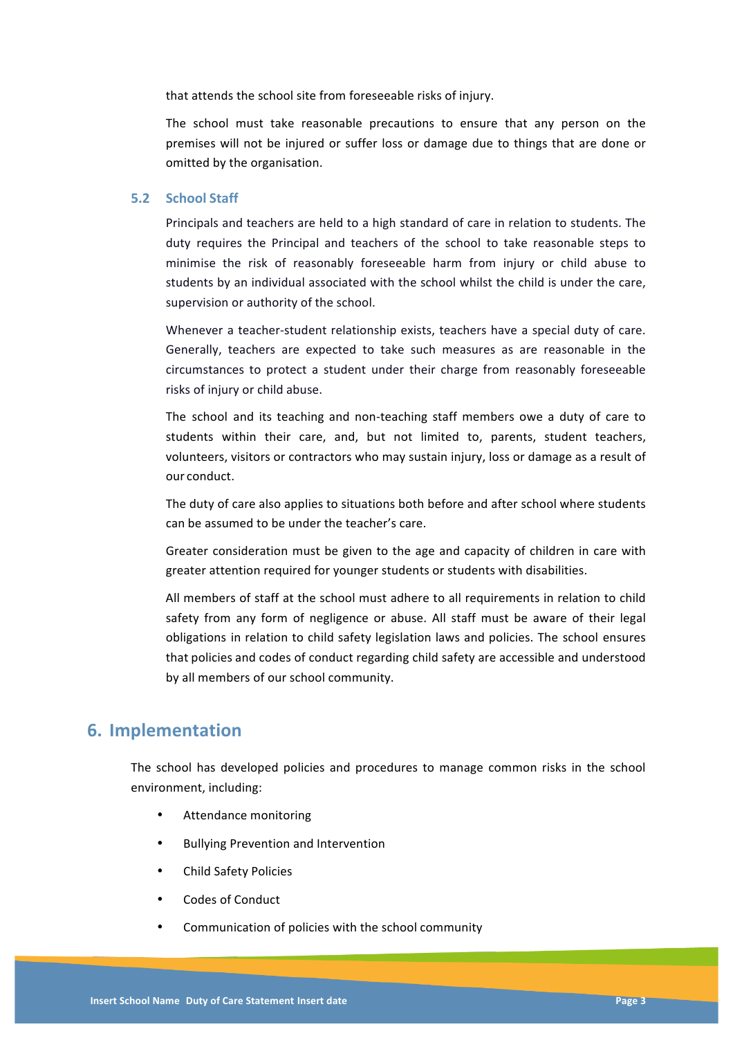that attends the school site from foreseeable risks of injury.

The school must take reasonable precautions to ensure that any person on the premises will not be injured or suffer loss or damage due to things that are done or omitted by the organisation.

### 5.2 School Staff

Principals and teachers are held to a high standard of care in relation to students. The duty requires the Principal and teachers of the school to take reasonable steps to minimise the risk of reasonably foreseeable harm from injury or child abuse to students by an individual associated with the school whilst the child is under the care, supervision or authority of the school.

Whenever a teacher-student relationship exists, teachers have a special duty of care. Generally, teachers are expected to take such measures as are reasonable in the circumstances to protect a student under their charge from reasonably foreseeable risks of injury or child abuse.

The school and its teaching and non-teaching staff members owe a duty of care to students within their care, and, but not limited to, parents, student teachers, volunteers, visitors or contractors who may sustain injury, loss or damage as a result of our conduct.

The duty of care also applies to situations both before and after school where students can be assumed to be under the teacher's care.

Greater consideration must be given to the age and capacity of children in care with greater attention required for younger students or students with disabilities.

All members of staff at the school must adhere to all requirements in relation to child safety from any form of negligence or abuse. All staff must be aware of their legal obligations in relation to child safety legislation laws and policies. The school ensures that policies and codes of conduct regarding child safety are accessible and understood by all members of our school community.

## 6. Implementation

The school has developed policies and procedures to manage common risks in the school environment, including:

- Attendance monitoring
- Bullying Prevention and Intervention
- Child Safety Policies
- Codes of Conduct
- Communication of policies with the school community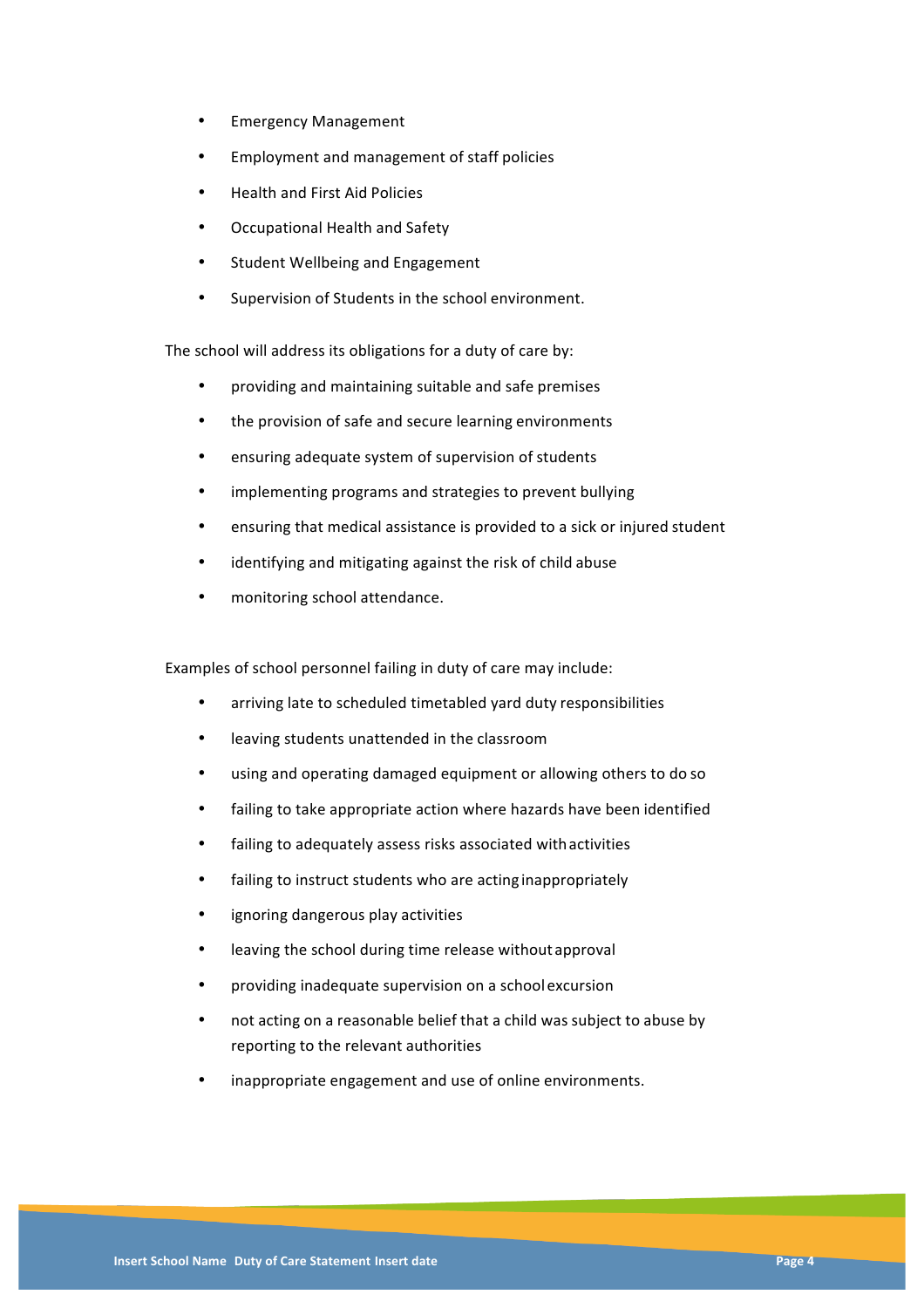- Emergency Management
- Employment and management of staff policies
- Health and First Aid Policies
- Occupational Health and Safety
- Student Wellbeing and Engagement
- Supervision of Students in the school environment.

The school will address its obligations for a duty of care by:

- providing and maintaining suitable and safe premises
- the provision of safe and secure learning environments
- ensuring adequate system of supervision of students
- implementing programs and strategies to prevent bullying
- ensuring that medical assistance is provided to a sick or injured student
- identifying and mitigating against the risk of child abuse
- monitoring school attendance.

Examples of school personnel failing in duty of care may include:

- arriving late to scheduled timetabled yard duty responsibilities
- leaving students unattended in the classroom
- using and operating damaged equipment or allowing others to do so
- failing to take appropriate action where hazards have been identified
- failing to adequately assess risks associated with activities
- failing to instruct students who are acting inappropriately
- ignoring dangerous play activities
- leaving the school during time release without approval
- providing inadequate supervision on a school excursion
- not acting on a reasonable belief that a child was subject to abuse by reporting to the relevant authorities
- inappropriate engagement and use of online environments.